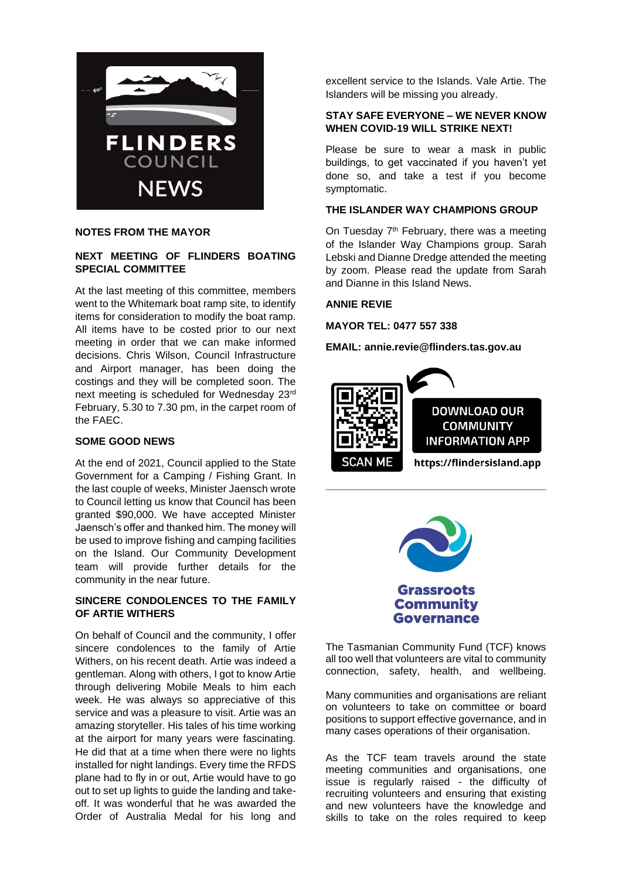# FLINDERS COUNCIL NEWS

## NOTES FROM THE MAYOR

### NEXT MEETING OF FLINDERS BOATING SPECIAL COMMITTEE

At the last meeting of this committee, members went to the Whitemark boat ramp site, to identify items for consideration to modify the boat ramp. All items have to be costed prior to our next meeting in order that we can make informed decisions. Chris Wilson, Council Infrastructure and Airport manager, has been doing the costings and they will be completed soon. The next meeting is scheduled for Wednesday 23rd February, 5.30 to 7.30 pm, in the carpet room of the FAEC.

### SOME GOOD NEWS

At the end of 2021, Council applied to the State Government for a Camping / Fishing Grant. In the last couple of weeks, Minister Jaensch wrote to Council letting us know that Council has been granted $90,000. We have accepted Minister Jaensch's offer and thanked him. The money will be used to improve fishing and camping facilities on the Island. Our Community Development team will provide further details for the community in the near future.

### SINCERE CONDOLENCES TO THE FAMILY OF ARTIE WITHERS

On behalf of Council and the community, I offer sincere condolences to the family of Artie Withers, on his recent death. Artie was indeed a gentleman. Along with others, I got to know Artie through delivering Mobile Meals to him each week. He was always so appreciative of this service and was a pleasure to visit. Artie was an amazing storyteller. His tales of his time working at the airport for many years were fascinating. He did that at a time when there were no lights installed for night landings. Every time the RFDS plane had to fly in or out, Artie would have to go out to set up lights to guide the landing and take-off. It was wonderful that he was awarded the Order of Australia Medal for his long and excellent service to the Islands. Vale Artie. The Islanders will be missing you already.

### STAY SAFE EVERYONE – WE NEVER KNOW WHEN COVID-19 WILL STRIKE NEXT!

Please be sure to wear a mask in public buildings, to get vaccinated if you haven't yet done so, and take a test if you become symptomatic.

### THE ISLANDER WAY CHAMPIONS GROUP

On Tuesday 7th February, there was a meeting of the Islander Way Champions group. Sarah Lebski and Dianne Dredge attended the meeting by zoom. Please read the update from Sarah and Dianne in this Island News.

**ANNIE REVIE**

**MAYOR TEL: 0477 557 338**

**EMAIL: annie.revie@flinders.tas.gov.au**

SCAN ME

DOWNLOAD OUR COMMUNITY INFORMATION APP

https://flindersisland.app

---

## Grassroots Community Governance

The Tasmanian Community Fund (TCF) knows all too well that volunteers are vital to community connection, safety, health, and wellbeing.

Many communities and organisations are reliant on volunteers to take on committee or board positions to support effective governance, and in many cases operations of their organisation.

As the TCF team travels around the state meeting communities and organisations, one issue is regularly raised - the difficulty of recruiting volunteers and ensuring that existing and new volunteers have the knowledge and skills to take on the roles required to keep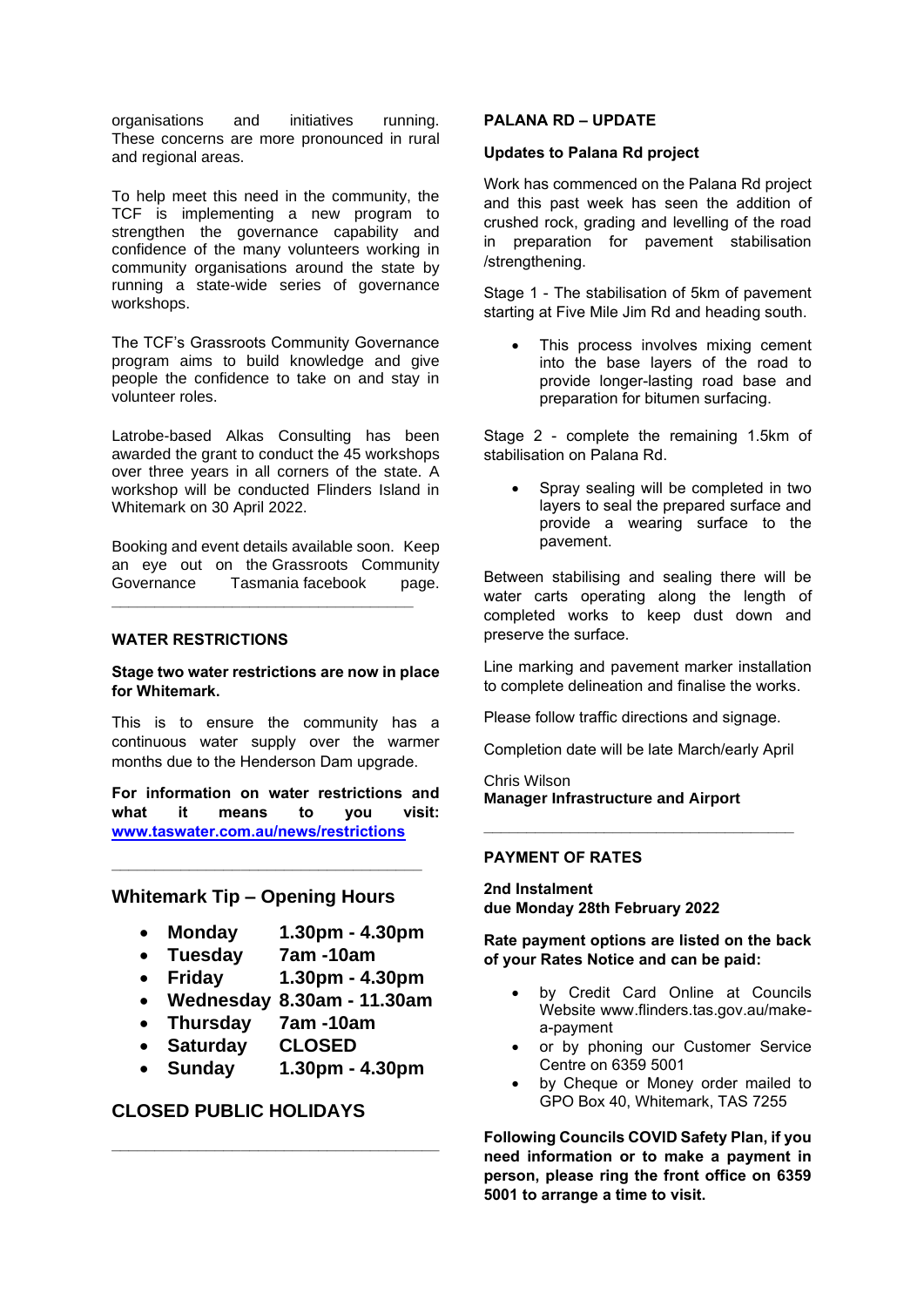organisations and initiatives running. These concerns are more pronounced in rural and regional areas.

To help meet this need in the community, the TCF is implementing a new program to strengthen the governance capability and confidence of the many volunteers working in community organisations around the state by running a state-wide series of governance workshops.

The TCF's Grassroots Community Governance program aims to build knowledge and give people the confidence to take on and stay in volunteer roles.

Latrobe-based Alkas Consulting has been awarded the grant to conduct the 45 workshops over three years in all corners of the state. A workshop will be conducted Flinders Island in Whitemark on 30 April 2022.

Booking and event details available soon. Keep an eye out on the Grassroots Community Governance Tasmania facebook page.

---

## WATER RESTRICTIONS

**Stage two water restrictions are now in place for Whitemark.**

This is to ensure the community has a continuous water supply over the warmer months due to the Henderson Dam upgrade.

**For information on water restrictions and what it means to you visit: [www.taswater.com.au/news/restrictions](http://www.taswater.com.au/news/restrictions)**

---

## Whitemark Tip – Opening Hours

- **Monday 1.30pm - 4.30pm**
- **Tuesday 7am -10am**
- **Friday 1.30pm - 4.30pm**
- **Wednesday 8.30am - 11.30am**
- **Thursday 7am -10am**
- **Saturday CLOSED**
- **Sunday 1.30pm - 4.30pm**

## CLOSED PUBLIC HOLIDAYS

---

## PALANA RD – UPDATE

**Updates to Palana Rd project**

Work has commenced on the Palana Rd project and this past week has seen the addition of crushed rock, grading and levelling of the road in preparation for pavement stabilisation /strengthening.

Stage 1 - The stabilisation of 5km of pavement starting at Five Mile Jim Rd and heading south.

- This process involves mixing cement into the base layers of the road to provide longer-lasting road base and preparation for bitumen surfacing.

Stage 2 - complete the remaining 1.5km of stabilisation on Palana Rd.

- Spray sealing will be completed in two layers to seal the prepared surface and provide a wearing surface to the pavement.

Between stabilising and sealing there will be water carts operating along the length of completed works to keep dust down and preserve the surface.

Line marking and pavement marker installation to complete delineation and finalise the works.

Please follow traffic directions and signage.

Completion date will be late March/early April

Chris Wilson
**Manager Infrastructure and Airport**

---

## PAYMENT OF RATES

**2nd Instalment**
**due Monday 28th February 2022**

**Rate payment options are listed on the back of your Rates Notice and can be paid:**

- by Credit Card Online at Councils Website www.flinders.tas.gov.au/make-a-payment
- or by phoning our Customer Service Centre on 6359 5001
- by Cheque or Money order mailed to GPO Box 40, Whitemark, TAS 7255

**Following Councils COVID Safety Plan, if you need information or to make a payment in person, please ring the front office on 6359 5001 to arrange a time to visit.**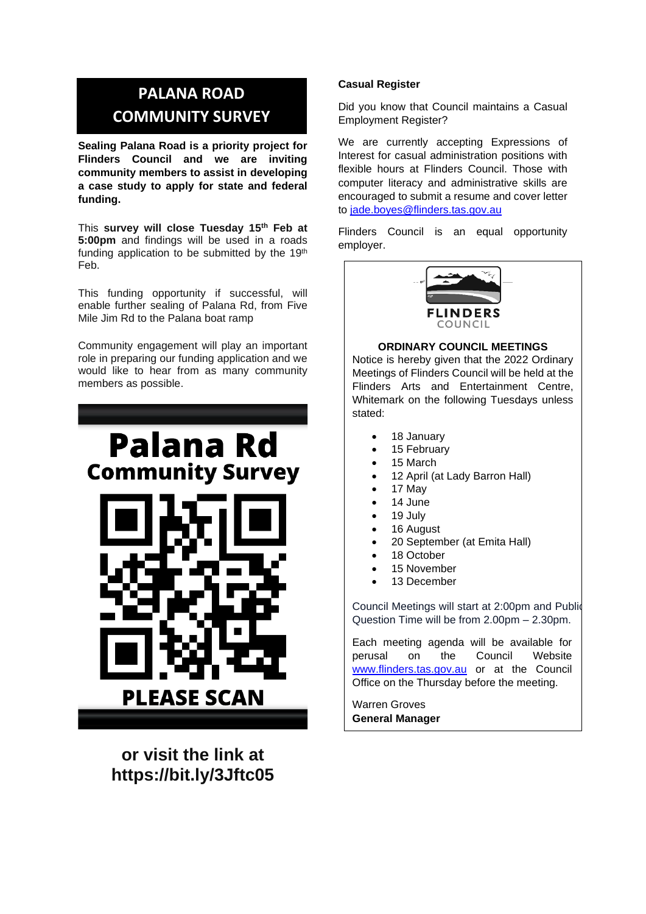## PALANA ROAD COMMUNITY SURVEY

**Sealing Palana Road is a priority project for Flinders Council and we are inviting community members to assist in developing a case study to apply for state and federal funding.**

This **survey will close Tuesday 15th Feb at 5:00pm** and findings will be used in a roads funding application to be submitted by the 19th Feb.

This funding opportunity if successful, will enable further sealing of Palana Rd, from Five Mile Jim Rd to the Palana boat ramp

Community engagement will play an important role in preparing our funding application and we would like to hear from as many community members as possible.

**Palana Rd**
**Community Survey**

**PLEASE SCAN**

**or visit the link at https://bit.ly/3Jftc05**

**Casual Register**

Did you know that Council maintains a Casual Employment Register?

We are currently accepting Expressions of Interest for casual administration positions with flexible hours at Flinders Council. Those with computer literacy and administrative skills are encouraged to submit a resume and cover letter to jade.boyes@flinders.tas.gov.au

Flinders Council is an equal opportunity employer.

FLINDERS COUNCIL

**ORDINARY COUNCIL MEETINGS**

Notice is hereby given that the 2022 Ordinary Meetings of Flinders Council will be held at the Flinders Arts and Entertainment Centre, Whitemark on the following Tuesdays unless stated:

- 18 January
- 15 February
- 15 March
- 12 April (at Lady Barron Hall)
- 17 May
- 14 June
- 19 July
- 16 August
- 20 September (at Emita Hall)
- 18 October
- 15 November
- 13 December

Council Meetings will start at 2:00pm and Public Question Time will be from 2.00pm – 2.30pm.

Each meeting agenda will be available for perusal on the Council Website www.flinders.tas.gov.au or at the Council Office on the Thursday before the meeting.

Warren Groves
**General Manager**